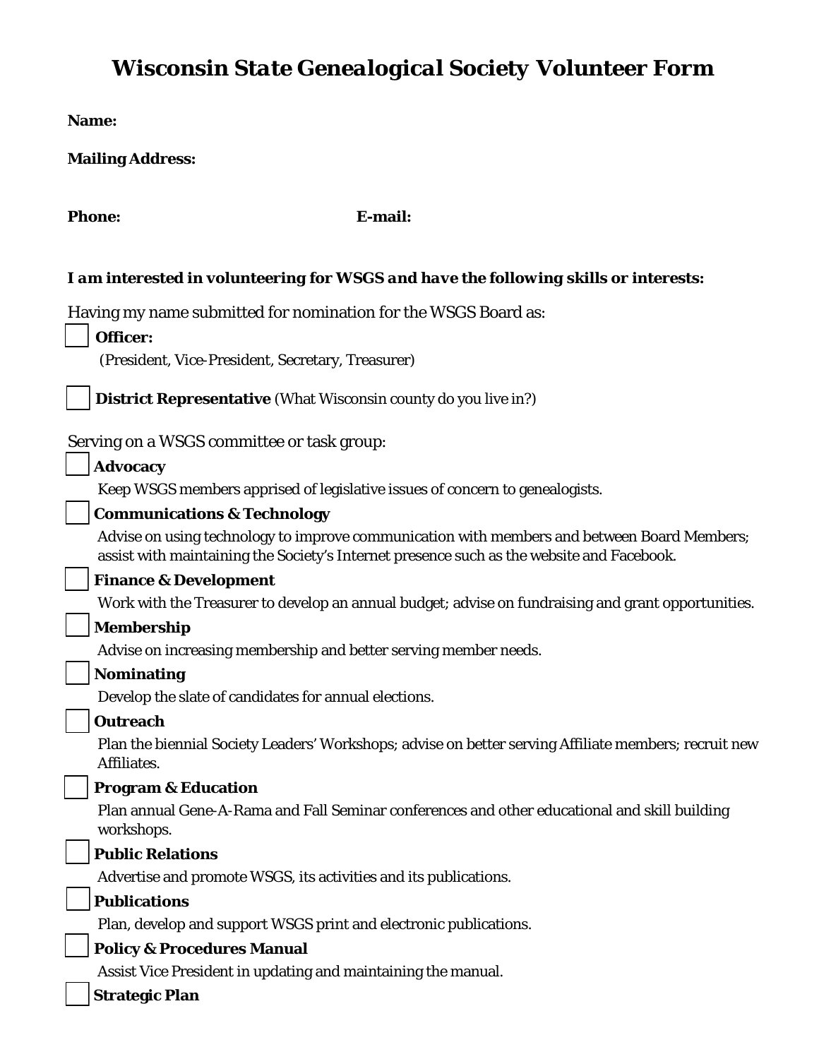# *Wisconsin State Genealogical Society Volunteer Form*

**Name:**

**Mailing Address:**

**Phone:** **E-mail:**

***I am interested in volunteering for WSGS and have the following skills or interests:***

Having my name submitted for nomination for the WSGS Board as:

- [ ] **Officer:**
  (President, Vice-President, Secretary, Treasurer)

- [ ] **District Representative** (What Wisconsin county do you live in?)

Serving on a WSGS committee or task group:

- [ ] **Advocacy**
  Keep WSGS members apprised of legislative issues of concern to genealogists.
- [ ] **Communications & Technology**
  Advise on using technology to improve communication with members and between Board Members; assist with maintaining the Society's Internet presence such as the website and Facebook.
- [ ] **Finance & Development**
  Work with the Treasurer to develop an annual budget; advise on fundraising and grant opportunities.
- [ ] **Membership**
  Advise on increasing membership and better serving member needs.
- [ ] **Nominating**
  Develop the slate of candidates for annual elections.
- [ ] **Outreach**
  Plan the biennial Society Leaders' Workshops; advise on better serving Affiliate members; recruit new Affiliates.
- [ ] **Program & Education**
  Plan annual Gene-A-Rama and Fall Seminar conferences and other educational and skill building workshops.
- [ ] **Public Relations**
  Advertise and promote WSGS, its activities and its publications.
- [ ] **Publications**
  Plan, develop and support WSGS print and electronic publications.
- [ ] **Policy & Procedures Manual**
  Assist Vice President in updating and maintaining the manual.
- [ ] **Strategic Plan**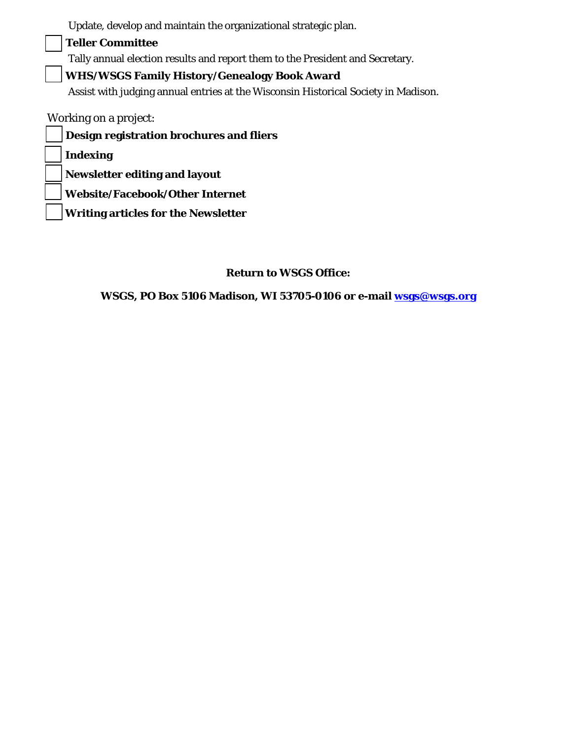Update, develop and maintain the organizational strategic plan.

- [ ] **Teller Committee**

  Tally annual election results and report them to the President and Secretary.

- [ ] **WHS/WSGS Family History/Genealogy Book Award**

  Assist with judging annual entries at the Wisconsin Historical Society in Madison.

Working on a project:

- [ ] **Design registration brochures and fliers**
- [ ] **Indexing**
- [ ] **Newsletter editing and layout**
- [ ] **Website/Facebook/Other Internet**
- [ ] **Writing articles for the Newsletter**

**Return to WSGS Office:**

**WSGS, PO Box 5106 Madison, WI 53705-0106 or e-mail [wsgs@wsgs.org](mailto:wsgs@wsgs.org)**